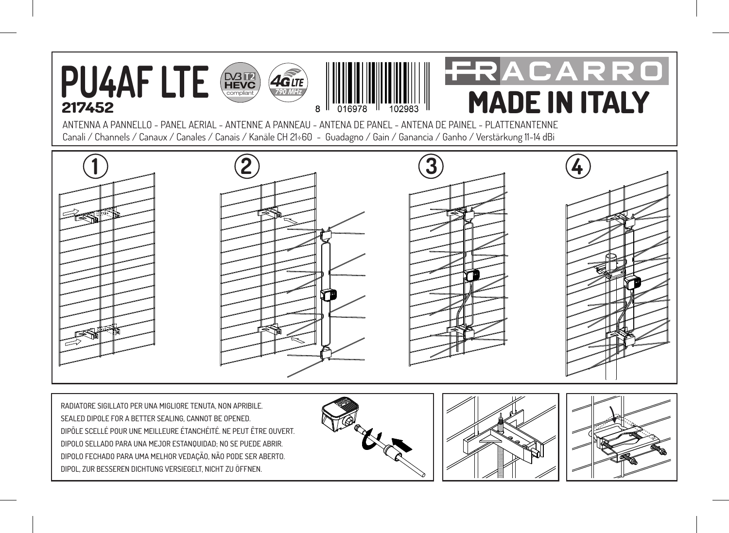# PU4AF LTE

**217452**

DVB T2 HEVC compliant

4G LTE 790 MHz

8 016978 102983

FRACARRO

# MADE IN ITALY

ANTENNA A PANNELLO - PANEL AERIAL - ANTENNE A PANNEAU - ANTENA DE PANEL - ANTENA DE PAINEL - PLATTENANTENNE

Canali / Channels / Canaux / Canales / Canais / Kanäle CH 21÷60 - Guadagno / Gain / Ganancia / Ganho / Verstärkung 11-14 dBi

1

2

3

4

RADIATORE SIGILLATO PER UNA MIGLIORE TENUTA, NON APRIBILE.

SEALED DIPOLE FOR A BETTER SEALING, CANNOT BE OPENED.

DIPÔLE SCELLÉ POUR UNE MEILLEURE ÉTANCHÉITÉ. NE PEUT ÊTRE OUVERT.

DIPOLO SELLADO PARA UNA MEJOR ESTANQUIDAD; NO SE PUEDE ABRIR.

DIPOLO FECHADO PARA UMA MELHOR VEDAÇÃO, NÃO PODE SER ABERTO.

DIPOL, ZUR BESSEREN DICHTUNG VERSIEGELT, NICHT ZU ÖFFNEN.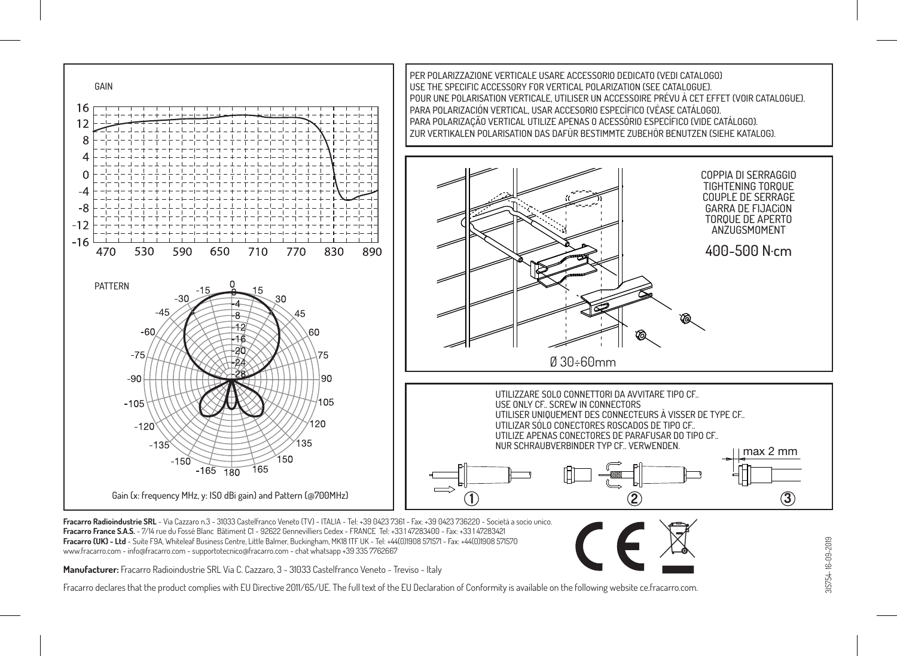GAIN

16
12
8
4
0
-4
-8
-12
-16

470 530 590 650 710 770 830 890

PATTERN

0
15
30
45
60
75
90
105
120
135
150
165
180
-165
-150
-135
-120
-105
-90
-75
-60
-45
-30
-15

0
-4
-8
-12
-16
-20
-24
-28

Gain (x: frequency MHz, y: ISO dBi gain) and Pattern (@700MHz)

PER POLARIZZAZIONE VERTICALE USARE ACCESSORIO DEDICATO (VEDI CATALOGO)
USE THE SPECIFIC ACCESSORY FOR VERTICAL POLARIZATION (SEE CATALOGUE).
POUR UNE POLARISATION VERTICALE, UTILISER UN ACCESSOIRE PRÉVU À CET EFFET (VOIR CATALOGUE).
PARA POLARIZACIÓN VERTICAL, USAR ACCESORIO ESPECÍFICO (VÉASE CATÁLOGO).
PARA POLARIZAÇÃO VERTICAL UTILIZE APENAS O ACESSÓRIO ESPECÍFICO (VIDE CATÁLOGO).
ZUR VERTIKALEN POLARISATION DAS DAFÜR BESTIMMTE ZUBEHÖR BENUTZEN (SIEHE KATALOG).

COPPIA DI SERRAGGIO
TIGHTENING TORQUE
COUPLE DE SERRAGE
GARRA DE FIJACiON
TORQUE DE APERTO
ANZUGSMOMENT

400-500 N·cm

Ø 30÷60mm

UTILIZZARE SOLO CONNETTORI DA AVVITARE TIPO CF..
USE ONLY CF.. SCREW IN CONNECTORS
UTILISER UNIQUEMENT DES CONNECTEURS À VISSER DE TYPE CF..
UTILIZAR SÓLO CONECTORES ROSCADOS DE TIPO CF..
UTILIZE APENAS CONECTORES DE PARAFUSAR DO TIPO CF..
NUR SCHRAUBVERBINDER TYP CF.. VERWENDEN.

max 2 mm

① ② ③

**Fracarro Radioindustrie SRL** - Via Cazzaro n.3 - 31033 Castelfranco Veneto (TV) - ITALIA - Tel: +39 0423 7361 - Fax: +39 0423 736220 - Società a socio unico.
**Fracarro France S.A.S.** - 7/14 rue du Fossé Blanc Bâtiment C1 - 92622 Gennevilliers Cedex - FRANCE Tel: +33 1 47283400 - Fax: +33 1 47283421
**Fracarro (UK) - Ltd** - Suite F9A, Whiteleaf Business Centre, Little Balmer, Buckingham, MK18 1TF UK - Tel: +44(0)1908 571571 - Fax: +44(0)1908 571570
www.fracarro.com - info@fracarro.com - supportotecnico@fracarro.com - chat whatsapp +39 335 7762667

**Manufacturer:** Fracarro Radioindustrie SRL Via C. Cazzaro, 3 - 31033 Castelfranco Veneto - Treviso - Italy

Fracarro declares that the product complies with EU Directive 2011/65/UE. The full text of the EU Declaration of Conformity is available on the following website ce.fracarro.com.

3I5754- 16-09-2019